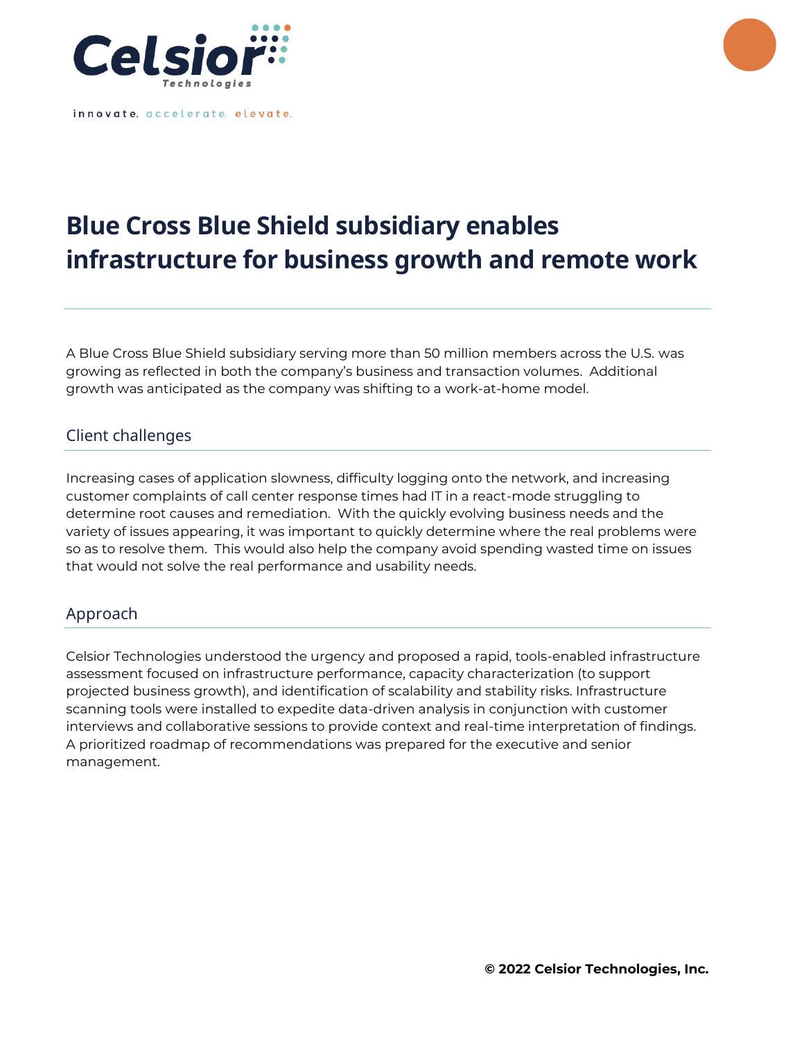Celsior Technologies

innovate. accelerate. elevate.

# Blue Cross Blue Shield subsidiary enables infrastructure for business growth and remote work

A Blue Cross Blue Shield subsidiary serving more than 50 million members across the U.S. was growing as reflected in both the company's business and transaction volumes. Additional growth was anticipated as the company was shifting to a work-at-home model.

## Client challenges

Increasing cases of application slowness, difficulty logging onto the network, and increasing customer complaints of call center response times had IT in a react-mode struggling to determine root causes and remediation. With the quickly evolving business needs and the variety of issues appearing, it was important to quickly determine where the real problems were so as to resolve them. This would also help the company avoid spending wasted time on issues that would not solve the real performance and usability needs.

## Approach

Celsior Technologies understood the urgency and proposed a rapid, tools-enabled infrastructure assessment focused on infrastructure performance, capacity characterization (to support projected business growth), and identification of scalability and stability risks. Infrastructure scanning tools were installed to expedite data-driven analysis in conjunction with customer interviews and collaborative sessions to provide context and real-time interpretation of findings. A prioritized roadmap of recommendations was prepared for the executive and senior management.

**© 2022 Celsior Technologies, Inc.**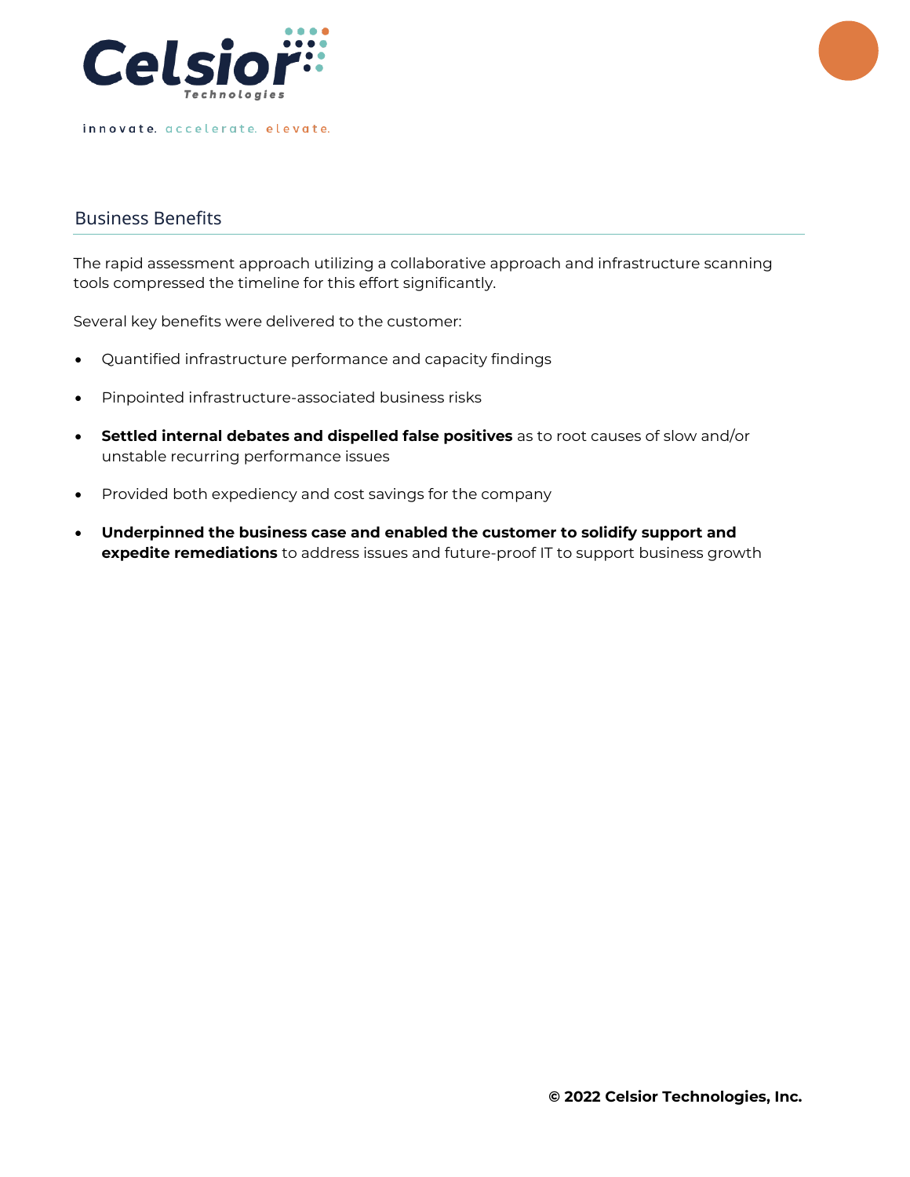## Business Benefits

The rapid assessment approach utilizing a collaborative approach and infrastructure scanning tools compressed the timeline for this effort significantly.

Several key benefits were delivered to the customer:

- Quantified infrastructure performance and capacity findings
- Pinpointed infrastructure-associated business risks
- **Settled internal debates and dispelled false positives** as to root causes of slow and/or unstable recurring performance issues
- Provided both expediency and cost savings for the company
- **Underpinned the business case and enabled the customer to solidify support and expedite remediations** to address issues and future-proof IT to support business growth

**© 2022 Celsior Technologies, Inc.**